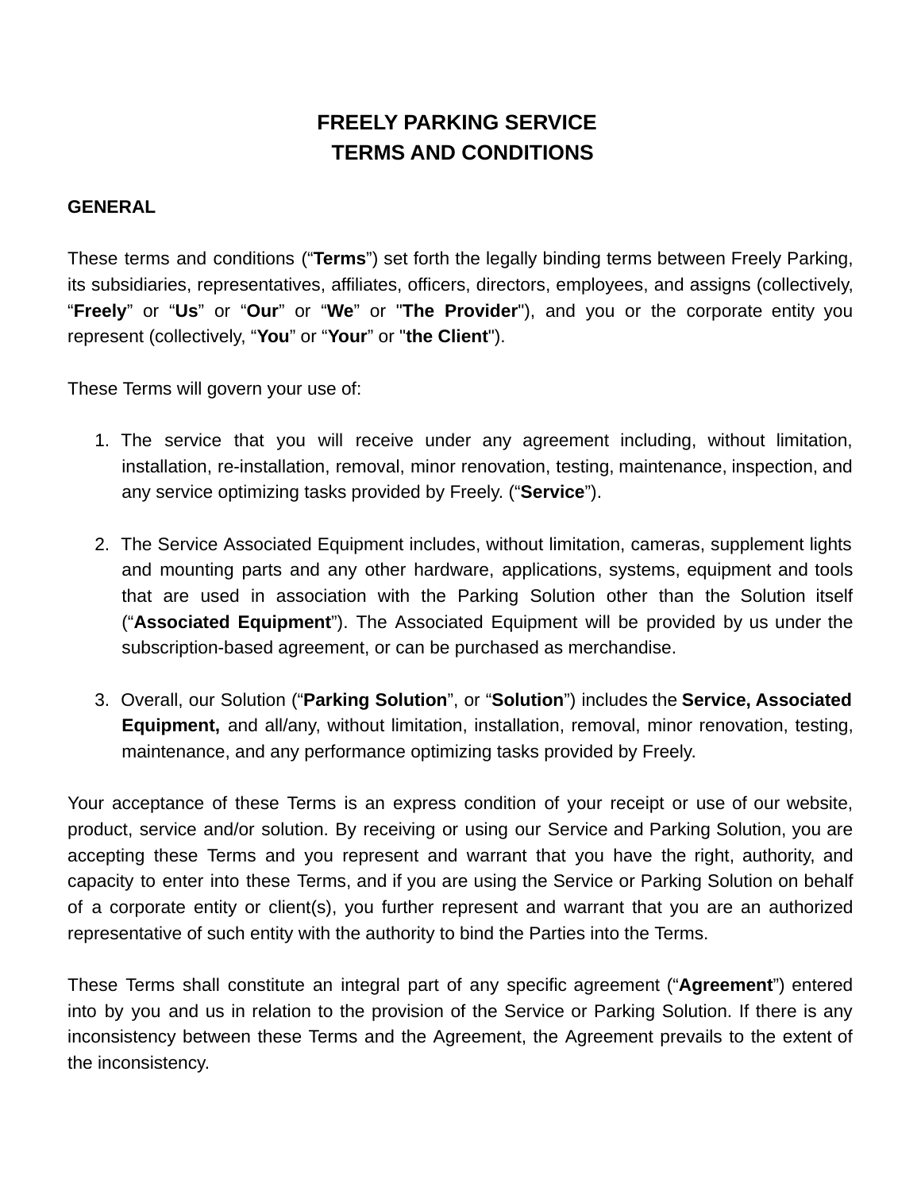# FREELY PARKING SERVICE
# TERMS AND CONDITIONS

## GENERAL

These terms and conditions (“**Terms**”) set forth the legally binding terms between Freely Parking, its subsidiaries, representatives, affiliates, officers, directors, employees, and assigns (collectively, “**Freely**” or “**Us**” or “**Our**” or “**We**” or "**The Provider**"), and you or the corporate entity you represent (collectively, “**You**” or “**Your**” or "**the Client**").

These Terms will govern your use of:

1. The service that you will receive under any agreement including, without limitation, installation, re-installation, removal, minor renovation, testing, maintenance, inspection, and any service optimizing tasks provided by Freely. (“**Service**”).

2. The Service Associated Equipment includes, without limitation, cameras, supplement lights and mounting parts and any other hardware, applications, systems, equipment and tools that are used in association with the Parking Solution other than the Solution itself (“**Associated Equipment**”). The Associated Equipment will be provided by us under the subscription-based agreement, or can be purchased as merchandise.

3. Overall, our Solution (“**Parking Solution**”, or “**Solution**”) includes the **Service, Associated Equipment,** and all/any, without limitation, installation, removal, minor renovation, testing, maintenance, and any performance optimizing tasks provided by Freely.

Your acceptance of these Terms is an express condition of your receipt or use of our website, product, service and/or solution. By receiving or using our Service and Parking Solution, you are accepting these Terms and you represent and warrant that you have the right, authority, and capacity to enter into these Terms, and if you are using the Service or Parking Solution on behalf of a corporate entity or client(s), you further represent and warrant that you are an authorized representative of such entity with the authority to bind the Parties into the Terms.

These Terms shall constitute an integral part of any specific agreement (“**Agreement**”) entered into by you and us in relation to the provision of the Service or Parking Solution. If there is any inconsistency between these Terms and the Agreement, the Agreement prevails to the extent of the inconsistency.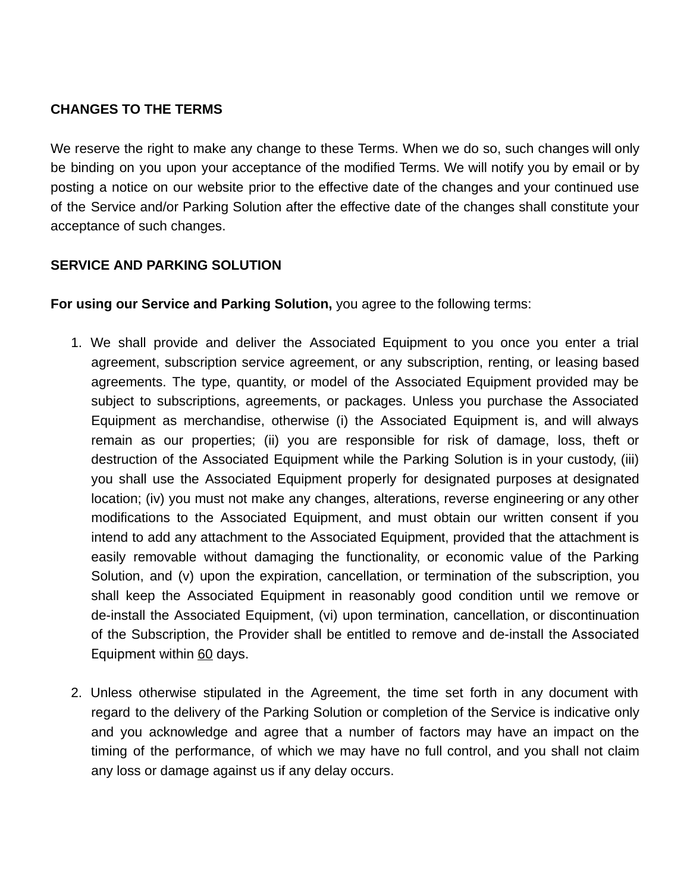**CHANGES TO THE TERMS**

We reserve the right to make any change to these Terms. When we do so, such changes will only be binding on you upon your acceptance of the modified Terms. We will notify you by email or by posting a notice on our website prior to the effective date of the changes and your continued use of the Service and/or Parking Solution after the effective date of the changes shall constitute your acceptance of such changes.

**SERVICE AND PARKING SOLUTION**

**For using our Service and Parking Solution,** you agree to the following terms:

1. We shall provide and deliver the Associated Equipment to you once you enter a trial agreement, subscription service agreement, or any subscription, renting, or leasing based agreements. The type, quantity, or model of the Associated Equipment provided may be subject to subscriptions, agreements, or packages. Unless you purchase the Associated Equipment as merchandise, otherwise (i) the Associated Equipment is, and will always remain as our properties; (ii) you are responsible for risk of damage, loss, theft or destruction of the Associated Equipment while the Parking Solution is in your custody, (iii) you shall use the Associated Equipment properly for designated purposes at designated location; (iv) you must not make any changes, alterations, reverse engineering or any other modifications to the Associated Equipment, and must obtain our written consent if you intend to add any attachment to the Associated Equipment, provided that the attachment is easily removable without damaging the functionality, or economic value of the Parking Solution, and (v) upon the expiration, cancellation, or termination of the subscription, you shall keep the Associated Equipment in reasonably good condition until we remove or de-install the Associated Equipment, (vi) upon termination, cancellation, or discontinuation of the Subscription, the Provider shall be entitled to remove and de-install the Associated Equipment within 60 days.

2. Unless otherwise stipulated in the Agreement, the time set forth in any document with regard to the delivery of the Parking Solution or completion of the Service is indicative only and you acknowledge and agree that a number of factors may have an impact on the timing of the performance, of which we may have no full control, and you shall not claim any loss or damage against us if any delay occurs.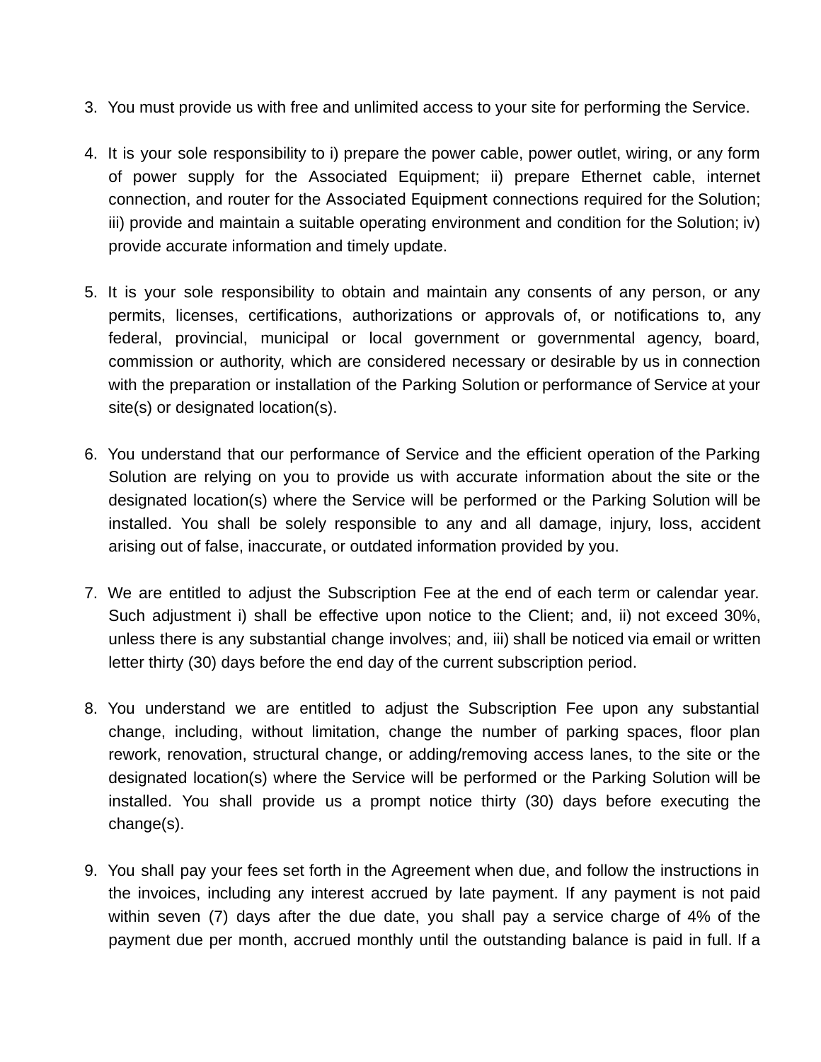3. You must provide us with free and unlimited access to your site for performing the Service.

4. It is your sole responsibility to i) prepare the power cable, power outlet, wiring, or any form of power supply for the Associated Equipment; ii) prepare Ethernet cable, internet connection, and router for the Associated Equipment connections required for the Solution; iii) provide and maintain a suitable operating environment and condition for the Solution; iv) provide accurate information and timely update.

5. It is your sole responsibility to obtain and maintain any consents of any person, or any permits, licenses, certifications, authorizations or approvals of, or notifications to, any federal, provincial, municipal or local government or governmental agency, board, commission or authority, which are considered necessary or desirable by us in connection with the preparation or installation of the Parking Solution or performance of Service at your site(s) or designated location(s).

6. You understand that our performance of Service and the efficient operation of the Parking Solution are relying on you to provide us with accurate information about the site or the designated location(s) where the Service will be performed or the Parking Solution will be installed. You shall be solely responsible to any and all damage, injury, loss, accident arising out of false, inaccurate, or outdated information provided by you.

7. We are entitled to adjust the Subscription Fee at the end of each term or calendar year. Such adjustment i) shall be effective upon notice to the Client; and, ii) not exceed 30%, unless there is any substantial change involves; and, iii) shall be noticed via email or written letter thirty (30) days before the end day of the current subscription period.

8. You understand we are entitled to adjust the Subscription Fee upon any substantial change, including, without limitation, change the number of parking spaces, floor plan rework, renovation, structural change, or adding/removing access lanes, to the site or the designated location(s) where the Service will be performed or the Parking Solution will be installed. You shall provide us a prompt notice thirty (30) days before executing the change(s).

9. You shall pay your fees set forth in the Agreement when due, and follow the instructions in the invoices, including any interest accrued by late payment. If any payment is not paid within seven (7) days after the due date, you shall pay a service charge of 4% of the payment due per month, accrued monthly until the outstanding balance is paid in full. If a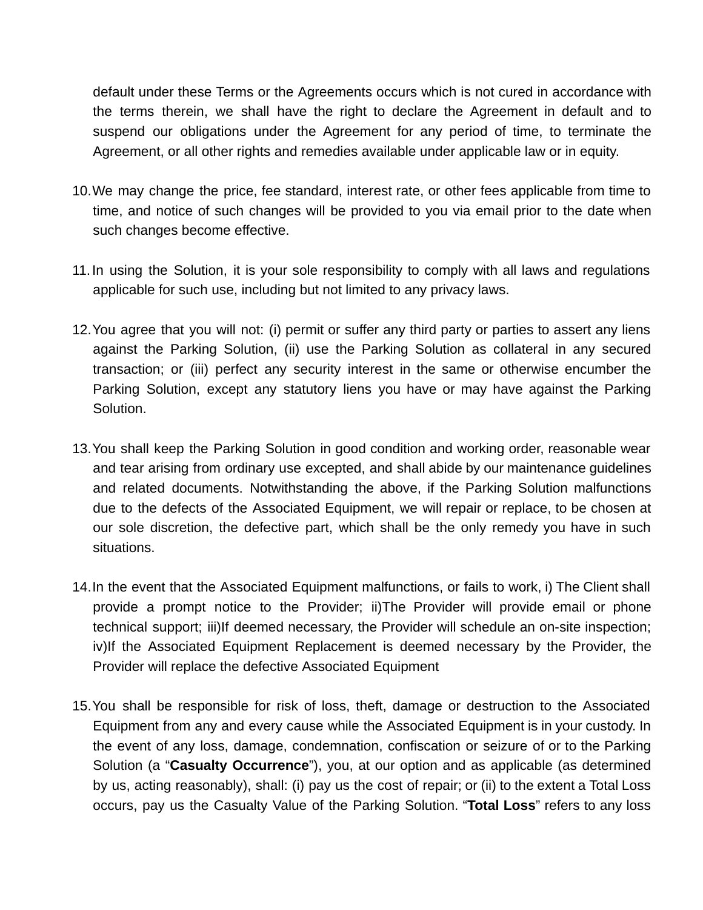default under these Terms or the Agreements occurs which is not cured in accordance with the terms therein, we shall have the right to declare the Agreement in default and to suspend our obligations under the Agreement for any period of time, to terminate the Agreement, or all other rights and remedies available under applicable law or in equity.

10. We may change the price, fee standard, interest rate, or other fees applicable from time to time, and notice of such changes will be provided to you via email prior to the date when such changes become effective.

11. In using the Solution, it is your sole responsibility to comply with all laws and regulations applicable for such use, including but not limited to any privacy laws.

12. You agree that you will not: (i) permit or suffer any third party or parties to assert any liens against the Parking Solution, (ii) use the Parking Solution as collateral in any secured transaction; or (iii) perfect any security interest in the same or otherwise encumber the Parking Solution, except any statutory liens you have or may have against the Parking Solution.

13. You shall keep the Parking Solution in good condition and working order, reasonable wear and tear arising from ordinary use excepted, and shall abide by our maintenance guidelines and related documents. Notwithstanding the above, if the Parking Solution malfunctions due to the defects of the Associated Equipment, we will repair or replace, to be chosen at our sole discretion, the defective part, which shall be the only remedy you have in such situations.

14. In the event that the Associated Equipment malfunctions, or fails to work, i) The Client shall provide a prompt notice to the Provider; ii)The Provider will provide email or phone technical support; iii)If deemed necessary, the Provider will schedule an on-site inspection; iv)If the Associated Equipment Replacement is deemed necessary by the Provider, the Provider will replace the defective Associated Equipment

15. You shall be responsible for risk of loss, theft, damage or destruction to the Associated Equipment from any and every cause while the Associated Equipment is in your custody. In the event of any loss, damage, condemnation, confiscation or seizure of or to the Parking Solution (a "**Casualty Occurrence**"), you, at our option and as applicable (as determined by us, acting reasonably), shall: (i) pay us the cost of repair; or (ii) to the extent a Total Loss occurs, pay us the Casualty Value of the Parking Solution. "**Total Loss**" refers to any loss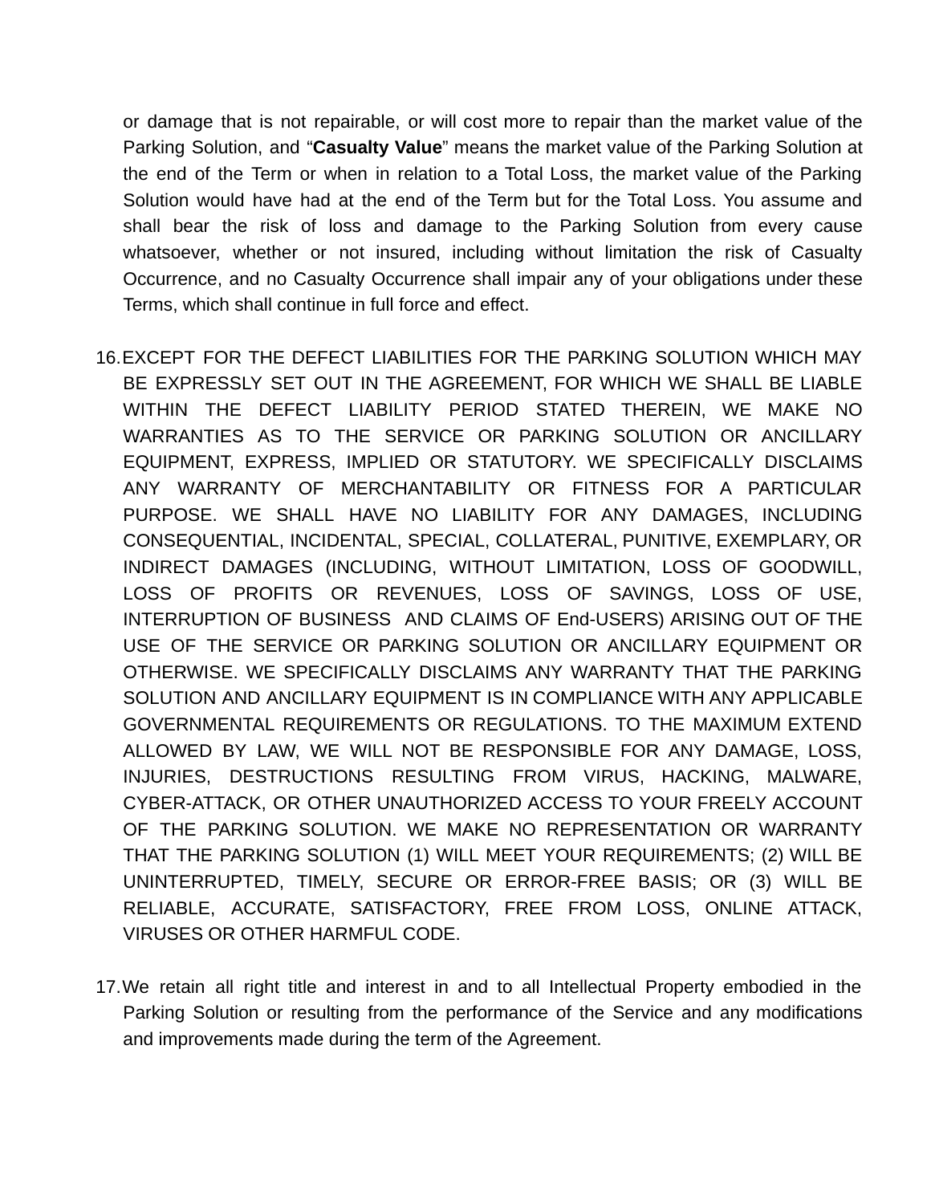or damage that is not repairable, or will cost more to repair than the market value of the Parking Solution, and "**Casualty Value**" means the market value of the Parking Solution at the end of the Term or when in relation to a Total Loss, the market value of the Parking Solution would have had at the end of the Term but for the Total Loss. You assume and shall bear the risk of loss and damage to the Parking Solution from every cause whatsoever, whether or not insured, including without limitation the risk of Casualty Occurrence, and no Casualty Occurrence shall impair any of your obligations under these Terms, which shall continue in full force and effect.

16. EXCEPT FOR THE DEFECT LIABILITIES FOR THE PARKING SOLUTION WHICH MAY BE EXPRESSLY SET OUT IN THE AGREEMENT, FOR WHICH WE SHALL BE LIABLE WITHIN THE DEFECT LIABILITY PERIOD STATED THEREIN, WE MAKE NO WARRANTIES AS TO THE SERVICE OR PARKING SOLUTION OR ANCILLARY EQUIPMENT, EXPRESS, IMPLIED OR STATUTORY. WE SPECIFICALLY DISCLAIMS ANY WARRANTY OF MERCHANTABILITY OR FITNESS FOR A PARTICULAR PURPOSE. WE SHALL HAVE NO LIABILITY FOR ANY DAMAGES, INCLUDING CONSEQUENTIAL, INCIDENTAL, SPECIAL, COLLATERAL, PUNITIVE, EXEMPLARY, OR INDIRECT DAMAGES (INCLUDING, WITHOUT LIMITATION, LOSS OF GOODWILL, LOSS OF PROFITS OR REVENUES, LOSS OF SAVINGS, LOSS OF USE, INTERRUPTION OF BUSINESS AND CLAIMS OF End-USERS) ARISING OUT OF THE USE OF THE SERVICE OR PARKING SOLUTION OR ANCILLARY EQUIPMENT OR OTHERWISE. WE SPECIFICALLY DISCLAIMS ANY WARRANTY THAT THE PARKING SOLUTION AND ANCILLARY EQUIPMENT IS IN COMPLIANCE WITH ANY APPLICABLE GOVERNMENTAL REQUIREMENTS OR REGULATIONS. TO THE MAXIMUM EXTEND ALLOWED BY LAW, WE WILL NOT BE RESPONSIBLE FOR ANY DAMAGE, LOSS, INJURIES, DESTRUCTIONS RESULTING FROM VIRUS, HACKING, MALWARE, CYBER-ATTACK, OR OTHER UNAUTHORIZED ACCESS TO YOUR FREELY ACCOUNT OF THE PARKING SOLUTION. WE MAKE NO REPRESENTATION OR WARRANTY THAT THE PARKING SOLUTION (1) WILL MEET YOUR REQUIREMENTS; (2) WILL BE UNINTERRUPTED, TIMELY, SECURE OR ERROR-FREE BASIS; OR (3) WILL BE RELIABLE, ACCURATE, SATISFACTORY, FREE FROM LOSS, ONLINE ATTACK, VIRUSES OR OTHER HARMFUL CODE.

17. We retain all right title and interest in and to all Intellectual Property embodied in the Parking Solution or resulting from the performance of the Service and any modifications and improvements made during the term of the Agreement.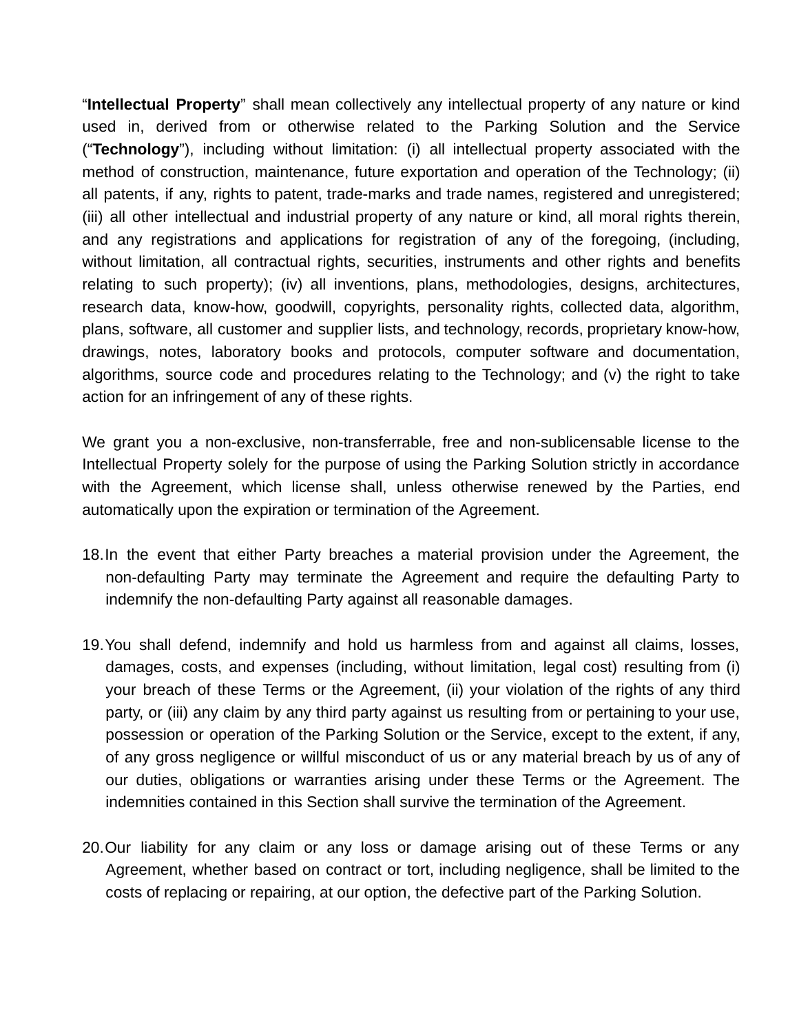“**Intellectual Property**” shall mean collectively any intellectual property of any nature or kind used in, derived from or otherwise related to the Parking Solution and the Service (“**Technology**”), including without limitation: (i) all intellectual property associated with the method of construction, maintenance, future exportation and operation of the Technology; (ii) all patents, if any, rights to patent, trade-marks and trade names, registered and unregistered; (iii) all other intellectual and industrial property of any nature or kind, all moral rights therein, and any registrations and applications for registration of any of the foregoing, (including, without limitation, all contractual rights, securities, instruments and other rights and benefits relating to such property); (iv) all inventions, plans, methodologies, designs, architectures, research data, know-how, goodwill, copyrights, personality rights, collected data, algorithm, plans, software, all customer and supplier lists, and technology, records, proprietary know-how, drawings, notes, laboratory books and protocols, computer software and documentation, algorithms, source code and procedures relating to the Technology; and (v) the right to take action for an infringement of any of these rights.

We grant you a non-exclusive, non-transferrable, free and non-sublicensable license to the Intellectual Property solely for the purpose of using the Parking Solution strictly in accordance with the Agreement, which license shall, unless otherwise renewed by the Parties, end automatically upon the expiration or termination of the Agreement.

18. In the event that either Party breaches a material provision under the Agreement, the non-defaulting Party may terminate the Agreement and require the defaulting Party to indemnify the non-defaulting Party against all reasonable damages.

19. You shall defend, indemnify and hold us harmless from and against all claims, losses, damages, costs, and expenses (including, without limitation, legal cost) resulting from (i) your breach of these Terms or the Agreement, (ii) your violation of the rights of any third party, or (iii) any claim by any third party against us resulting from or pertaining to your use, possession or operation of the Parking Solution or the Service, except to the extent, if any, of any gross negligence or willful misconduct of us or any material breach by us of any of our duties, obligations or warranties arising under these Terms or the Agreement. The indemnities contained in this Section shall survive the termination of the Agreement.

20. Our liability for any claim or any loss or damage arising out of these Terms or any Agreement, whether based on contract or tort, including negligence, shall be limited to the costs of replacing or repairing, at our option, the defective part of the Parking Solution.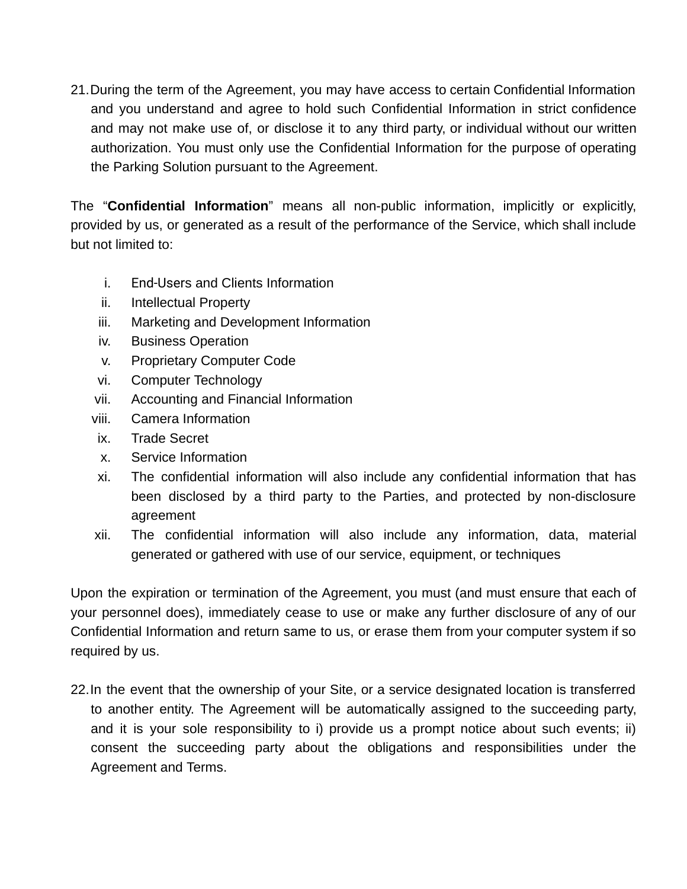21. During the term of the Agreement, you may have access to certain Confidential Information and you understand and agree to hold such Confidential Information in strict confidence and may not make use of, or disclose it to any third party, or individual without our written authorization. You must only use the Confidential Information for the purpose of operating the Parking Solution pursuant to the Agreement.

The "**Confidential Information**" means all non-public information, implicitly or explicitly, provided by us, or generated as a result of the performance of the Service, which shall include but not limited to:

i. End-Users and Clients Information
ii. Intellectual Property
iii. Marketing and Development Information
iv. Business Operation
v. Proprietary Computer Code
vi. Computer Technology
vii. Accounting and Financial Information
viii. Camera Information
ix. Trade Secret
x. Service Information
xi. The confidential information will also include any confidential information that has been disclosed by a third party to the Parties, and protected by non-disclosure agreement
xii. The confidential information will also include any information, data, material generated or gathered with use of our service, equipment, or techniques

Upon the expiration or termination of the Agreement, you must (and must ensure that each of your personnel does), immediately cease to use or make any further disclosure of any of our Confidential Information and return same to us, or erase them from your computer system if so required by us.

22. In the event that the ownership of your Site, or a service designated location is transferred to another entity. The Agreement will be automatically assigned to the succeeding party, and it is your sole responsibility to i) provide us a prompt notice about such events; ii) consent the succeeding party about the obligations and responsibilities under the Agreement and Terms.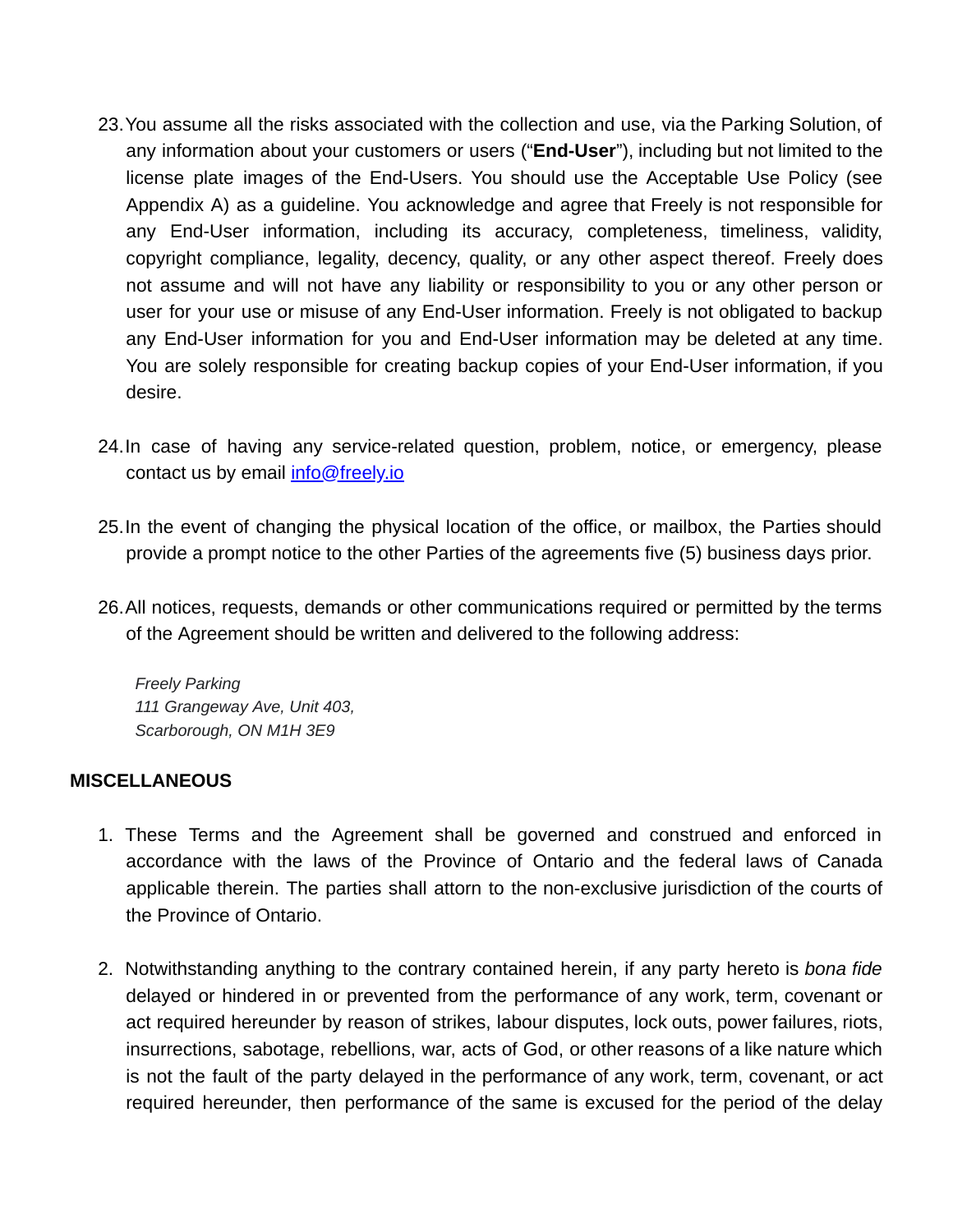23. You assume all the risks associated with the collection and use, via the Parking Solution, of any information about your customers or users (“**End-User**”), including but not limited to the license plate images of the End-Users. You should use the Acceptable Use Policy (see Appendix A) as a guideline. You acknowledge and agree that Freely is not responsible for any End-User information, including its accuracy, completeness, timeliness, validity, copyright compliance, legality, decency, quality, or any other aspect thereof. Freely does not assume and will not have any liability or responsibility to you or any other person or user for your use or misuse of any End-User information. Freely is not obligated to backup any End-User information for you and End-User information may be deleted at any time. You are solely responsible for creating backup copies of your End-User information, if you desire.

24. In case of having any service-related question, problem, notice, or emergency, please contact us by email [info@freely.io](mailto:info@freely.io)

25. In the event of changing the physical location of the office, or mailbox, the Parties should provide a prompt notice to the other Parties of the agreements five (5) business days prior.

26. All notices, requests, demands or other communications required or permitted by the terms of the Agreement should be written and delivered to the following address:

    *Freely Parking*
    *111 Grangeway Ave, Unit 403,*
    *Scarborough, ON M1H 3E9*

**MISCELLANEOUS**

1. These Terms and the Agreement shall be governed and construed and enforced in accordance with the laws of the Province of Ontario and the federal laws of Canada applicable therein. The parties shall attorn to the non-exclusive jurisdiction of the courts of the Province of Ontario.

2. Notwithstanding anything to the contrary contained herein, if any party hereto is *bona fide* delayed or hindered in or prevented from the performance of any work, term, covenant or act required hereunder by reason of strikes, labour disputes, lock outs, power failures, riots, insurrections, sabotage, rebellions, war, acts of God, or other reasons of a like nature which is not the fault of the party delayed in the performance of any work, term, covenant, or act required hereunder, then performance of the same is excused for the period of the delay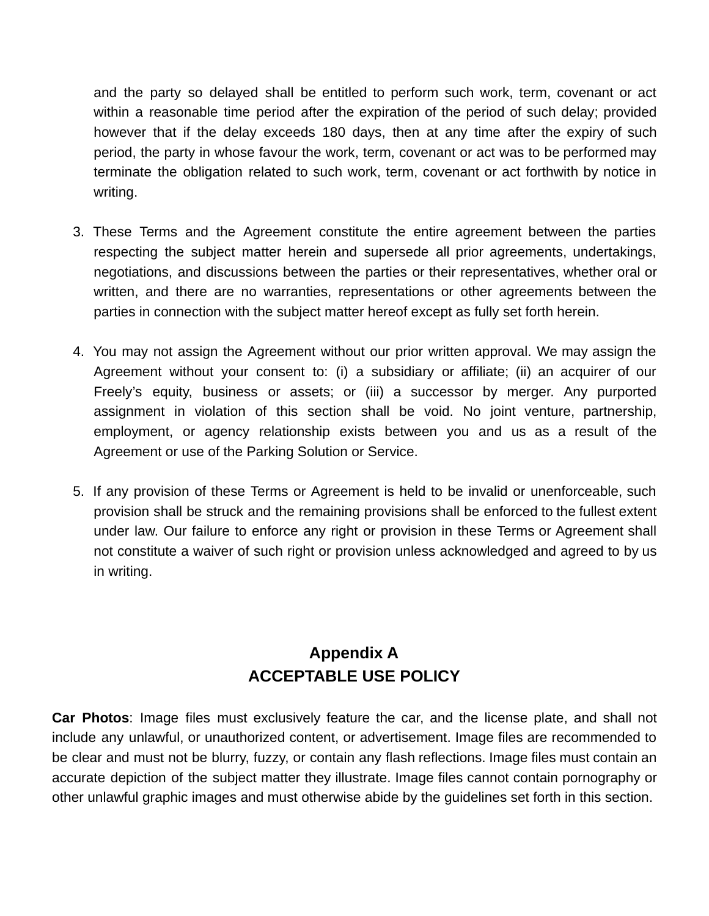and the party so delayed shall be entitled to perform such work, term, covenant or act within a reasonable time period after the expiration of the period of such delay; provided however that if the delay exceeds 180 days, then at any time after the expiry of such period, the party in whose favour the work, term, covenant or act was to be performed may terminate the obligation related to such work, term, covenant or act forthwith by notice in writing.

3. These Terms and the Agreement constitute the entire agreement between the parties respecting the subject matter herein and supersede all prior agreements, undertakings, negotiations, and discussions between the parties or their representatives, whether oral or written, and there are no warranties, representations or other agreements between the parties in connection with the subject matter hereof except as fully set forth herein.

4. You may not assign the Agreement without our prior written approval. We may assign the Agreement without your consent to: (i) a subsidiary or affiliate; (ii) an acquirer of our Freely's equity, business or assets; or (iii) a successor by merger. Any purported assignment in violation of this section shall be void. No joint venture, partnership, employment, or agency relationship exists between you and us as a result of the Agreement or use of the Parking Solution or Service.

5. If any provision of these Terms or Agreement is held to be invalid or unenforceable, such provision shall be struck and the remaining provisions shall be enforced to the fullest extent under law. Our failure to enforce any right or provision in these Terms or Agreement shall not constitute a waiver of such right or provision unless acknowledged and agreed to by us in writing.

## Appendix A
## ACCEPTABLE USE POLICY

**Car Photos**: Image files must exclusively feature the car, and the license plate, and shall not include any unlawful, or unauthorized content, or advertisement. Image files are recommended to be clear and must not be blurry, fuzzy, or contain any flash reflections. Image files must contain an accurate depiction of the subject matter they illustrate. Image files cannot contain pornography or other unlawful graphic images and must otherwise abide by the guidelines set forth in this section.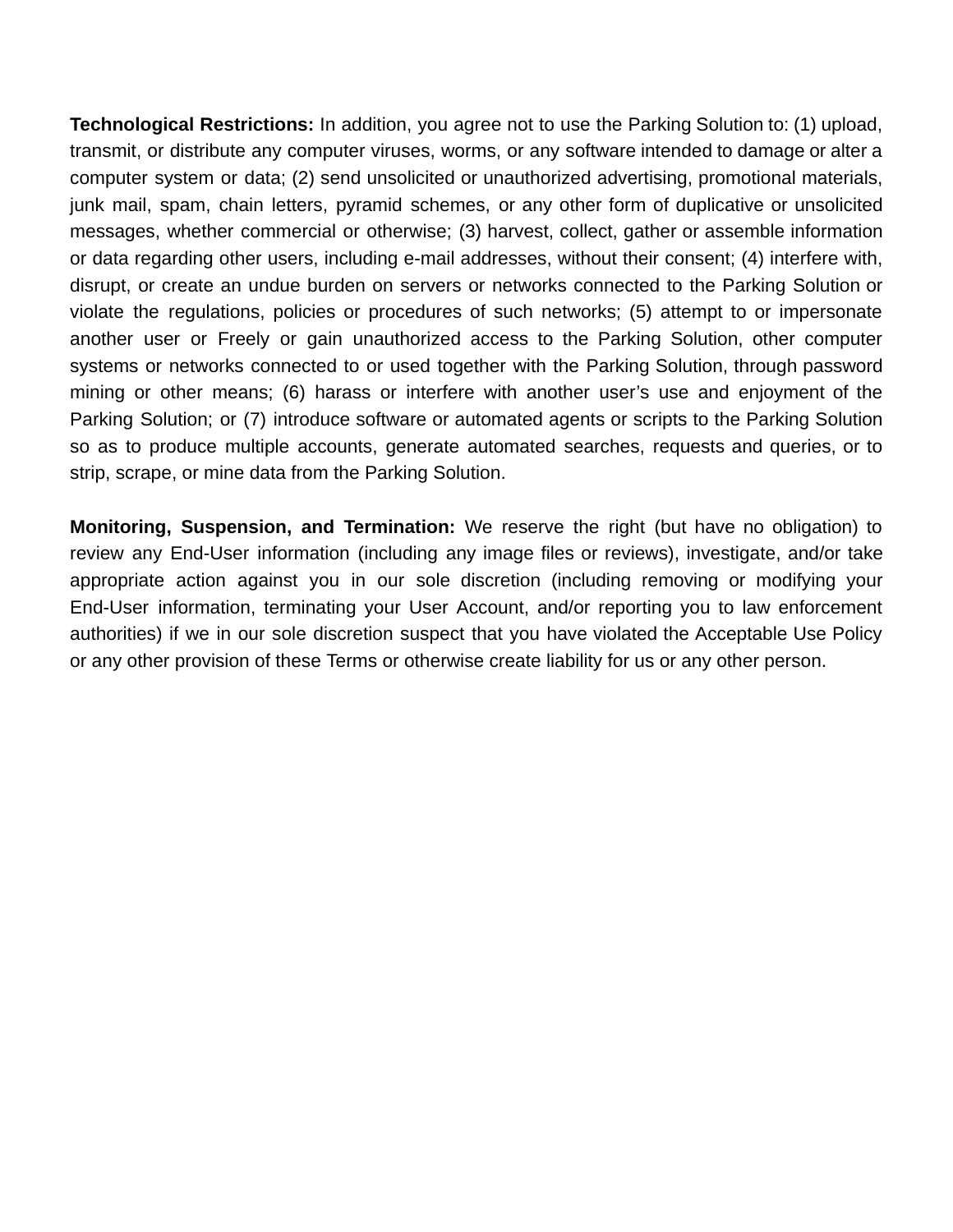**Technological Restrictions:** In addition, you agree not to use the Parking Solution to: (1) upload, transmit, or distribute any computer viruses, worms, or any software intended to damage or alter a computer system or data; (2) send unsolicited or unauthorized advertising, promotional materials, junk mail, spam, chain letters, pyramid schemes, or any other form of duplicative or unsolicited messages, whether commercial or otherwise; (3) harvest, collect, gather or assemble information or data regarding other users, including e-mail addresses, without their consent; (4) interfere with, disrupt, or create an undue burden on servers or networks connected to the Parking Solution or violate the regulations, policies or procedures of such networks; (5) attempt to or impersonate another user or Freely or gain unauthorized access to the Parking Solution, other computer systems or networks connected to or used together with the Parking Solution, through password mining or other means; (6) harass or interfere with another user's use and enjoyment of the Parking Solution; or (7) introduce software or automated agents or scripts to the Parking Solution so as to produce multiple accounts, generate automated searches, requests and queries, or to strip, scrape, or mine data from the Parking Solution.

**Monitoring, Suspension, and Termination:** We reserve the right (but have no obligation) to review any End-User information (including any image files or reviews), investigate, and/or take appropriate action against you in our sole discretion (including removing or modifying your End-User information, terminating your User Account, and/or reporting you to law enforcement authorities) if we in our sole discretion suspect that you have violated the Acceptable Use Policy or any other provision of these Terms or otherwise create liability for us or any other person.